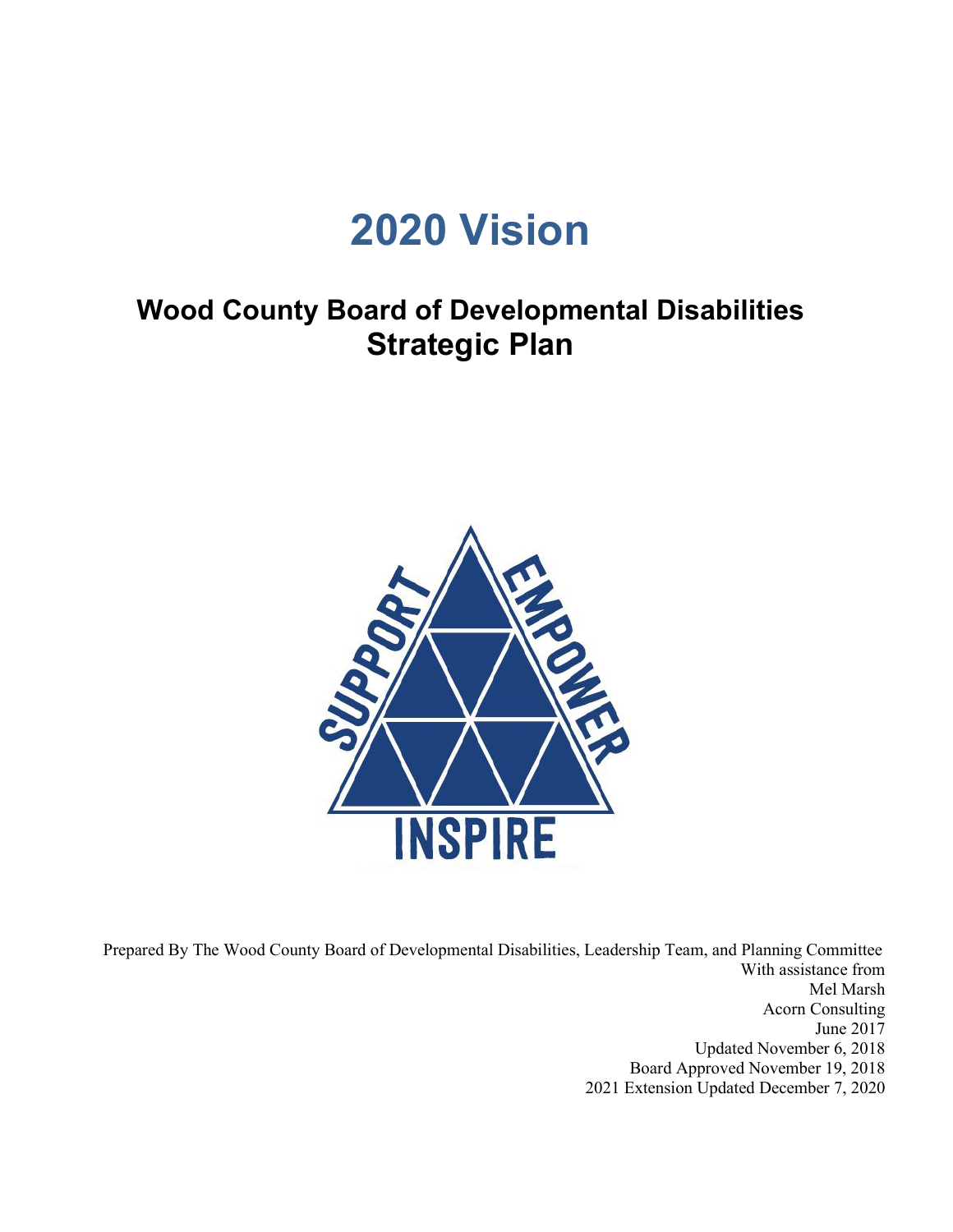# 2020 Vision

## Wood County Board of Developmental Disabilities
## Strategic Plan

SUPPORT EMPOWER INSPIRE

Prepared By The Wood County Board of Developmental Disabilities, Leadership Team, and Planning Committee
With assistance from
Mel Marsh
Acorn Consulting
June 2017
Updated November 6, 2018
Board Approved November 19, 2018
2021 Extension Updated December 7, 2020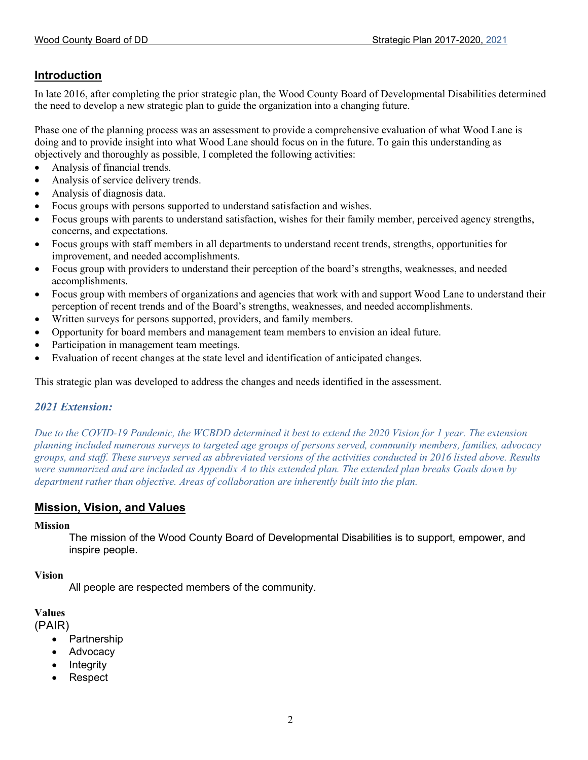## Introduction

In late 2016, after completing the prior strategic plan, the Wood County Board of Developmental Disabilities determined the need to develop a new strategic plan to guide the organization into a changing future.

Phase one of the planning process was an assessment to provide a comprehensive evaluation of what Wood Lane is doing and to provide insight into what Wood Lane should focus on in the future. To gain this understanding as objectively and thoroughly as possible, I completed the following activities:

- Analysis of financial trends.
- Analysis of service delivery trends.
- Analysis of diagnosis data.
- Focus groups with persons supported to understand satisfaction and wishes.
- Focus groups with parents to understand satisfaction, wishes for their family member, perceived agency strengths, concerns, and expectations.
- Focus groups with staff members in all departments to understand recent trends, strengths, opportunities for improvement, and needed accomplishments.
- Focus group with providers to understand their perception of the board's strengths, weaknesses, and needed accomplishments.
- Focus group with members of organizations and agencies that work with and support Wood Lane to understand their perception of recent trends and of the Board's strengths, weaknesses, and needed accomplishments.
- Written surveys for persons supported, providers, and family members.
- Opportunity for board members and management team members to envision an ideal future.
- Participation in management team meetings.
- Evaluation of recent changes at the state level and identification of anticipated changes.

This strategic plan was developed to address the changes and needs identified in the assessment.

### *2021 Extension:*

*Due to the COVID-19 Pandemic, the WCBDD determined it best to extend the 2020 Vision for 1 year. The extension planning included numerous surveys to targeted age groups of persons served, community members, families, advocacy groups, and staff. These surveys served as abbreviated versions of the activities conducted in 2016 listed above. Results were summarized and are included as Appendix A to this extended plan. The extended plan breaks Goals down by department rather than objective. Areas of collaboration are inherently built into the plan.*

## Mission, Vision, and Values

**Mission**

The mission of the Wood County Board of Developmental Disabilities is to support, empower, and inspire people.

**Vision**

All people are respected members of the community.

**Values**

(PAIR)

- Partnership
- Advocacy
- Integrity
- Respect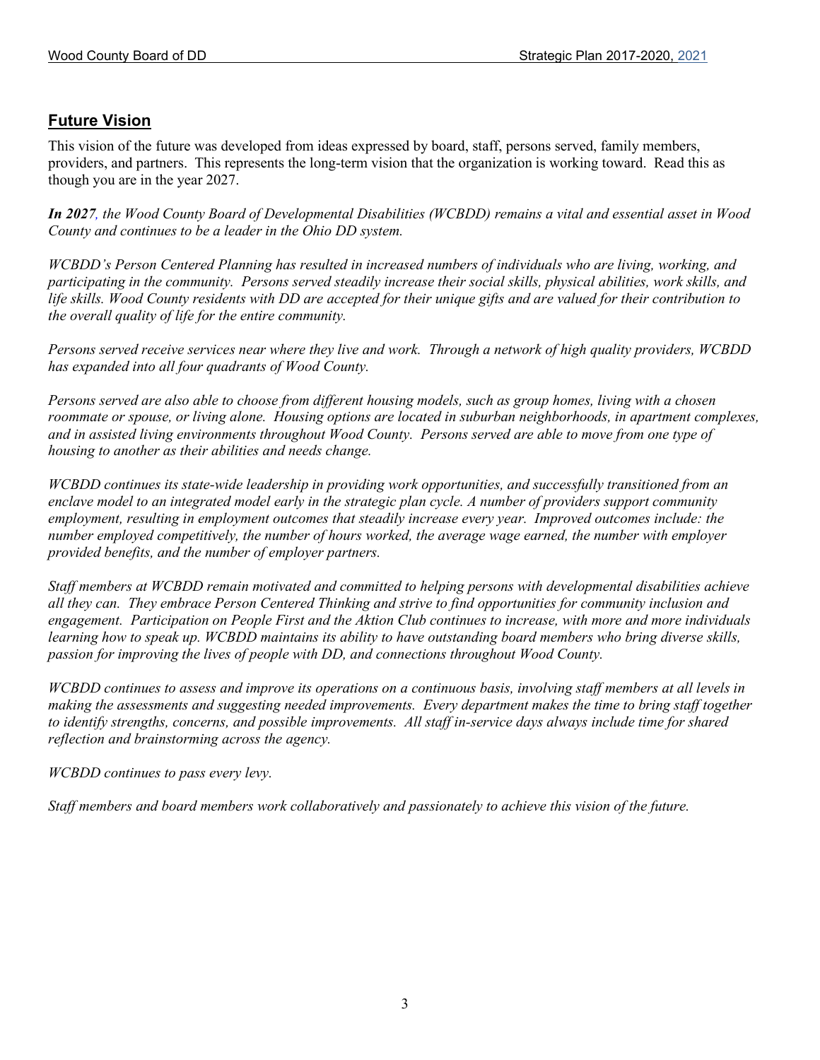## Future Vision

This vision of the future was developed from ideas expressed by board, staff, persons served, family members, providers, and partners. This represents the long-term vision that the organization is working toward. Read this as though you are in the year 2027.

***In 2027**, the Wood County Board of Developmental Disabilities (WCBDD) remains a vital and essential asset in Wood County and continues to be a leader in the Ohio DD system.*

*WCBDD's Person Centered Planning has resulted in increased numbers of individuals who are living, working, and participating in the community. Persons served steadily increase their social skills, physical abilities, work skills, and life skills. Wood County residents with DD are accepted for their unique gifts and are valued for their contribution to the overall quality of life for the entire community.*

*Persons served receive services near where they live and work. Through a network of high quality providers, WCBDD has expanded into all four quadrants of Wood County.*

*Persons served are also able to choose from different housing models, such as group homes, living with a chosen roommate or spouse, or living alone. Housing options are located in suburban neighborhoods, in apartment complexes, and in assisted living environments throughout Wood County. Persons served are able to move from one type of housing to another as their abilities and needs change.*

*WCBDD continues its state-wide leadership in providing work opportunities, and successfully transitioned from an enclave model to an integrated model early in the strategic plan cycle. A number of providers support community employment, resulting in employment outcomes that steadily increase every year. Improved outcomes include: the number employed competitively, the number of hours worked, the average wage earned, the number with employer provided benefits, and the number of employer partners.*

*Staff members at WCBDD remain motivated and committed to helping persons with developmental disabilities achieve all they can. They embrace Person Centered Thinking and strive to find opportunities for community inclusion and engagement. Participation on People First and the Aktion Club continues to increase, with more and more individuals learning how to speak up. WCBDD maintains its ability to have outstanding board members who bring diverse skills, passion for improving the lives of people with DD, and connections throughout Wood County.*

*WCBDD continues to assess and improve its operations on a continuous basis, involving staff members at all levels in making the assessments and suggesting needed improvements. Every department makes the time to bring staff together to identify strengths, concerns, and possible improvements. All staff in-service days always include time for shared reflection and brainstorming across the agency.*

*WCBDD continues to pass every levy.*

*Staff members and board members work collaboratively and passionately to achieve this vision of the future.*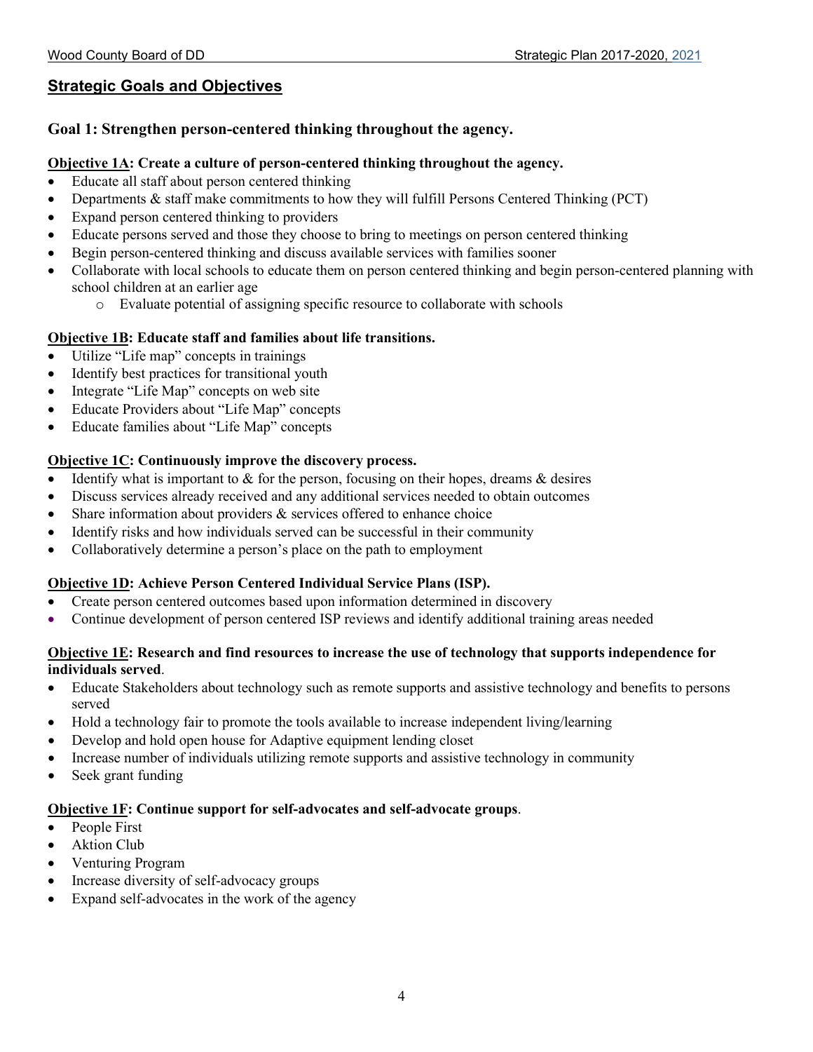## Strategic Goals and Objectives

### Goal 1: Strengthen person-centered thinking throughout the agency.

**Objective 1A: Create a culture of person-centered thinking throughout the agency.**

- Educate all staff about person centered thinking
- Departments & staff make commitments to how they will fulfill Persons Centered Thinking (PCT)
- Expand person centered thinking to providers
- Educate persons served and those they choose to bring to meetings on person centered thinking
- Begin person-centered thinking and discuss available services with families sooner
- Collaborate with local schools to educate them on person centered thinking and begin person-centered planning with school children at an earlier age
  - Evaluate potential of assigning specific resource to collaborate with schools

**Objective 1B: Educate staff and families about life transitions.**

- Utilize "Life map" concepts in trainings
- Identify best practices for transitional youth
- Integrate "Life Map" concepts on web site
- Educate Providers about "Life Map" concepts
- Educate families about "Life Map" concepts

**Objective 1C: Continuously improve the discovery process.**

- Identify what is important to & for the person, focusing on their hopes, dreams & desires
- Discuss services already received and any additional services needed to obtain outcomes
- Share information about providers & services offered to enhance choice
- Identify risks and how individuals served can be successful in their community
- Collaboratively determine a person's place on the path to employment

**Objective 1D: Achieve Person Centered Individual Service Plans (ISP).**

- Create person centered outcomes based upon information determined in discovery
- Continue development of person centered ISP reviews and identify additional training areas needed

**Objective 1E: Research and find resources to increase the use of technology that supports independence for individuals served**.

- Educate Stakeholders about technology such as remote supports and assistive technology and benefits to persons served
- Hold a technology fair to promote the tools available to increase independent living/learning
- Develop and hold open house for Adaptive equipment lending closet
- Increase number of individuals utilizing remote supports and assistive technology in community
- Seek grant funding

**Objective 1F: Continue support for self-advocates and self-advocate groups**.

- People First
- Aktion Club
- Venturing Program
- Increase diversity of self-advocacy groups
- Expand self-advocates in the work of the agency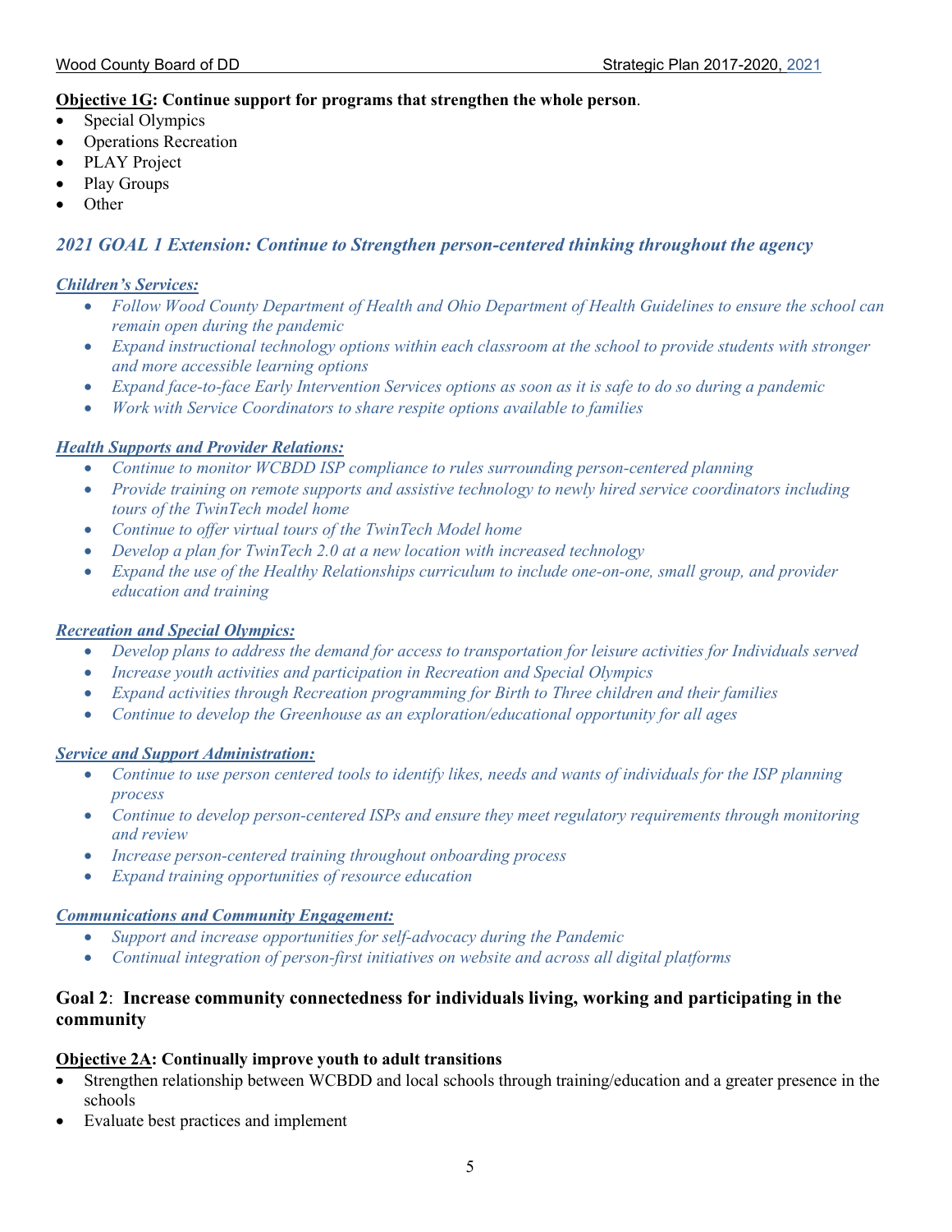**Objective 1G: Continue support for programs that strengthen the whole person**.

- Special Olympics
- Operations Recreation
- PLAY Project
- Play Groups
- Other

### *2021 GOAL 1 Extension: Continue to Strengthen person-centered thinking throughout the agency*

***Children's Services:***

- *Follow Wood County Department of Health and Ohio Department of Health Guidelines to ensure the school can remain open during the pandemic*
- *Expand instructional technology options within each classroom at the school to provide students with stronger and more accessible learning options*
- *Expand face-to-face Early Intervention Services options as soon as it is safe to do so during a pandemic*
- *Work with Service Coordinators to share respite options available to families*

***Health Supports and Provider Relations:***

- *Continue to monitor WCBDD ISP compliance to rules surrounding person-centered planning*
- *Provide training on remote supports and assistive technology to newly hired service coordinators including tours of the TwinTech model home*
- *Continue to offer virtual tours of the TwinTech Model home*
- *Develop a plan for TwinTech 2.0 at a new location with increased technology*
- *Expand the use of the Healthy Relationships curriculum to include one-on-one, small group, and provider education and training*

***Recreation and Special Olympics:***

- *Develop plans to address the demand for access to transportation for leisure activities for Individuals served*
- *Increase youth activities and participation in Recreation and Special Olympics*
- *Expand activities through Recreation programming for Birth to Three children and their families*
- *Continue to develop the Greenhouse as an exploration/educational opportunity for all ages*

***Service and Support Administration:***

- *Continue to use person centered tools to identify likes, needs and wants of individuals for the ISP planning process*
- *Continue to develop person-centered ISPs and ensure they meet regulatory requirements through monitoring and review*
- *Increase person-centered training throughout onboarding process*
- *Expand training opportunities of resource education*

***Communications and Community Engagement:***

- *Support and increase opportunities for self-advocacy during the Pandemic*
- *Continual integration of person-first initiatives on website and across all digital platforms*

### Goal 2: Increase community connectedness for individuals living, working and participating in the community

**Objective 2A: Continually improve youth to adult transitions**

- Strengthen relationship between WCBDD and local schools through training/education and a greater presence in the schools
- Evaluate best practices and implement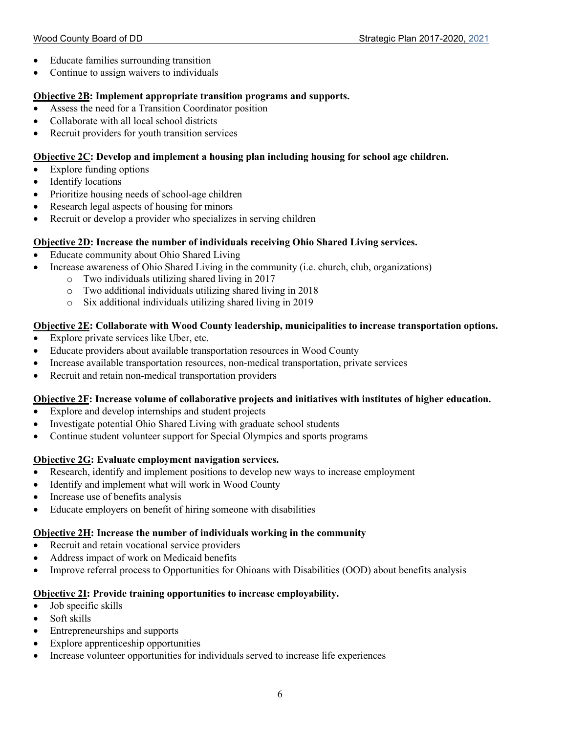- Educate families surrounding transition
- Continue to assign waivers to individuals

**Objective 2B: Implement appropriate transition programs and supports.**

- Assess the need for a Transition Coordinator position
- Collaborate with all local school districts
- Recruit providers for youth transition services

**Objective 2C: Develop and implement a housing plan including housing for school age children.**

- Explore funding options
- Identify locations
- Prioritize housing needs of school-age children
- Research legal aspects of housing for minors
- Recruit or develop a provider who specializes in serving children

**Objective 2D: Increase the number of individuals receiving Ohio Shared Living services.**

- Educate community about Ohio Shared Living
- Increase awareness of Ohio Shared Living in the community (i.e. church, club, organizations)
  - Two individuals utilizing shared living in 2017
  - Two additional individuals utilizing shared living in 2018
  - Six additional individuals utilizing shared living in 2019

**Objective 2E: Collaborate with Wood County leadership, municipalities to increase transportation options.**

- Explore private services like Uber, etc.
- Educate providers about available transportation resources in Wood County
- Increase available transportation resources, non-medical transportation, private services
- Recruit and retain non-medical transportation providers

**Objective 2F: Increase volume of collaborative projects and initiatives with institutes of higher education.**

- Explore and develop internships and student projects
- Investigate potential Ohio Shared Living with graduate school students
- Continue student volunteer support for Special Olympics and sports programs

**Objective 2G: Evaluate employment navigation services.**

- Research, identify and implement positions to develop new ways to increase employment
- Identify and implement what will work in Wood County
- Increase use of benefits analysis
- Educate employers on benefit of hiring someone with disabilities

**Objective 2H: Increase the number of individuals working in the community**

- Recruit and retain vocational service providers
- Address impact of work on Medicaid benefits
- Improve referral process to Opportunities for Ohioans with Disabilities (OOD) ~~about benefits analysis~~

**Objective 2I: Provide training opportunities to increase employability.**

- Job specific skills
- Soft skills
- Entrepreneurships and supports
- Explore apprenticeship opportunities
- Increase volunteer opportunities for individuals served to increase life experiences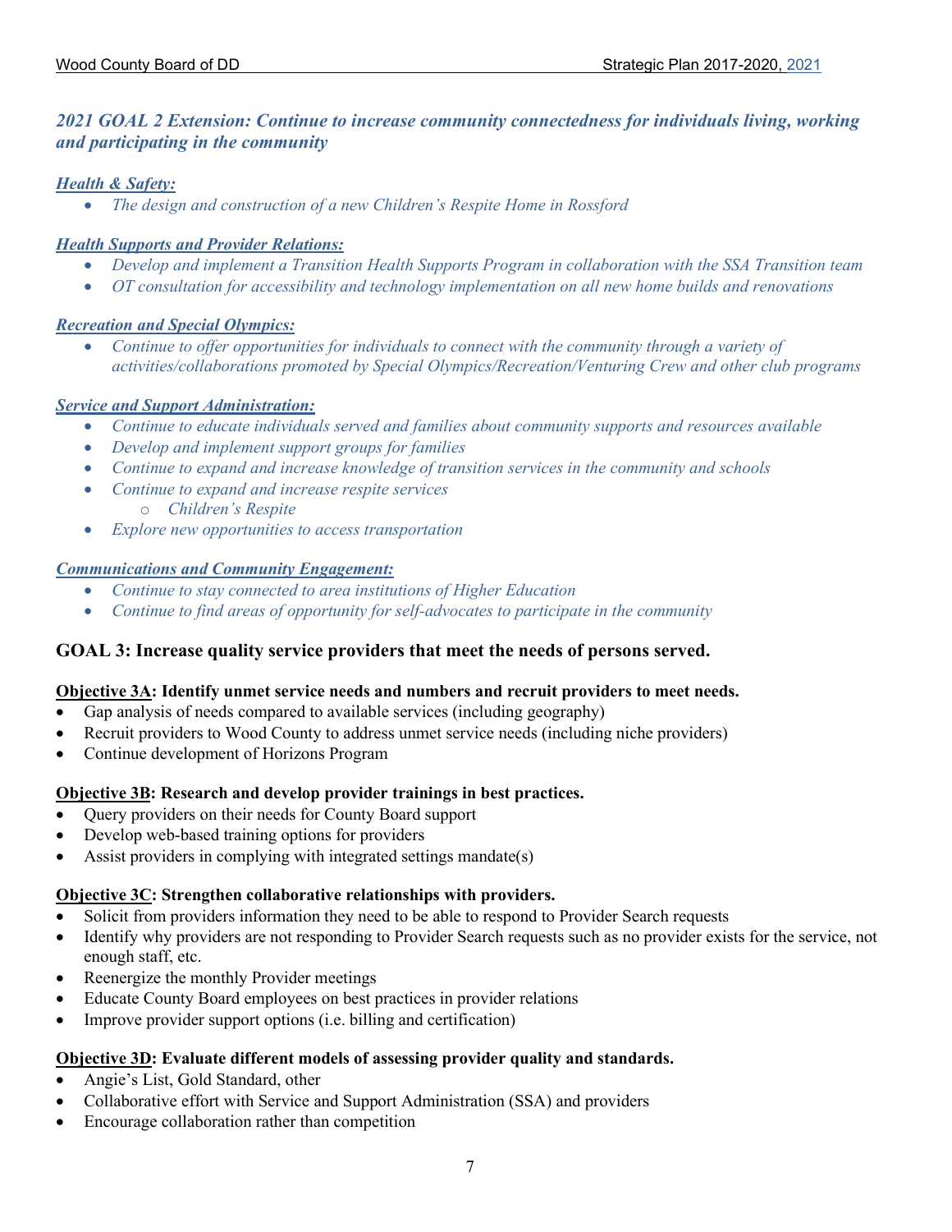### *2021 GOAL 2 Extension: Continue to increase community connectedness for individuals living, working and participating in the community*

***Health & Safety:***

- *The design and construction of a new Children's Respite Home in Rossford*

***Health Supports and Provider Relations:***

- *Develop and implement a Transition Health Supports Program in collaboration with the SSA Transition team*
- *OT consultation for accessibility and technology implementation on all new home builds and renovations*

***Recreation and Special Olympics:***

- *Continue to offer opportunities for individuals to connect with the community through a variety of activities/collaborations promoted by Special Olympics/Recreation/Venturing Crew and other club programs*

***Service and Support Administration:***

- *Continue to educate individuals served and families about community supports and resources available*
- *Develop and implement support groups for families*
- *Continue to expand and increase knowledge of transition services in the community and schools*
- *Continue to expand and increase respite services*
  - *Children's Respite*
- *Explore new opportunities to access transportation*

***Communications and Community Engagement:***

- *Continue to stay connected to area institutions of Higher Education*
- *Continue to find areas of opportunity for self-advocates to participate in the community*

### GOAL 3: Increase quality service providers that meet the needs of persons served.

**Objective 3A: Identify unmet service needs and numbers and recruit providers to meet needs.**

- Gap analysis of needs compared to available services (including geography)
- Recruit providers to Wood County to address unmet service needs (including niche providers)
- Continue development of Horizons Program

**Objective 3B: Research and develop provider trainings in best practices.**

- Query providers on their needs for County Board support
- Develop web-based training options for providers
- Assist providers in complying with integrated settings mandate(s)

**Objective 3C: Strengthen collaborative relationships with providers.**

- Solicit from providers information they need to be able to respond to Provider Search requests
- Identify why providers are not responding to Provider Search requests such as no provider exists for the service, not enough staff, etc.
- Reenergize the monthly Provider meetings
- Educate County Board employees on best practices in provider relations
- Improve provider support options (i.e. billing and certification)

**Objective 3D: Evaluate different models of assessing provider quality and standards.**

- Angie's List, Gold Standard, other
- Collaborative effort with Service and Support Administration (SSA) and providers
- Encourage collaboration rather than competition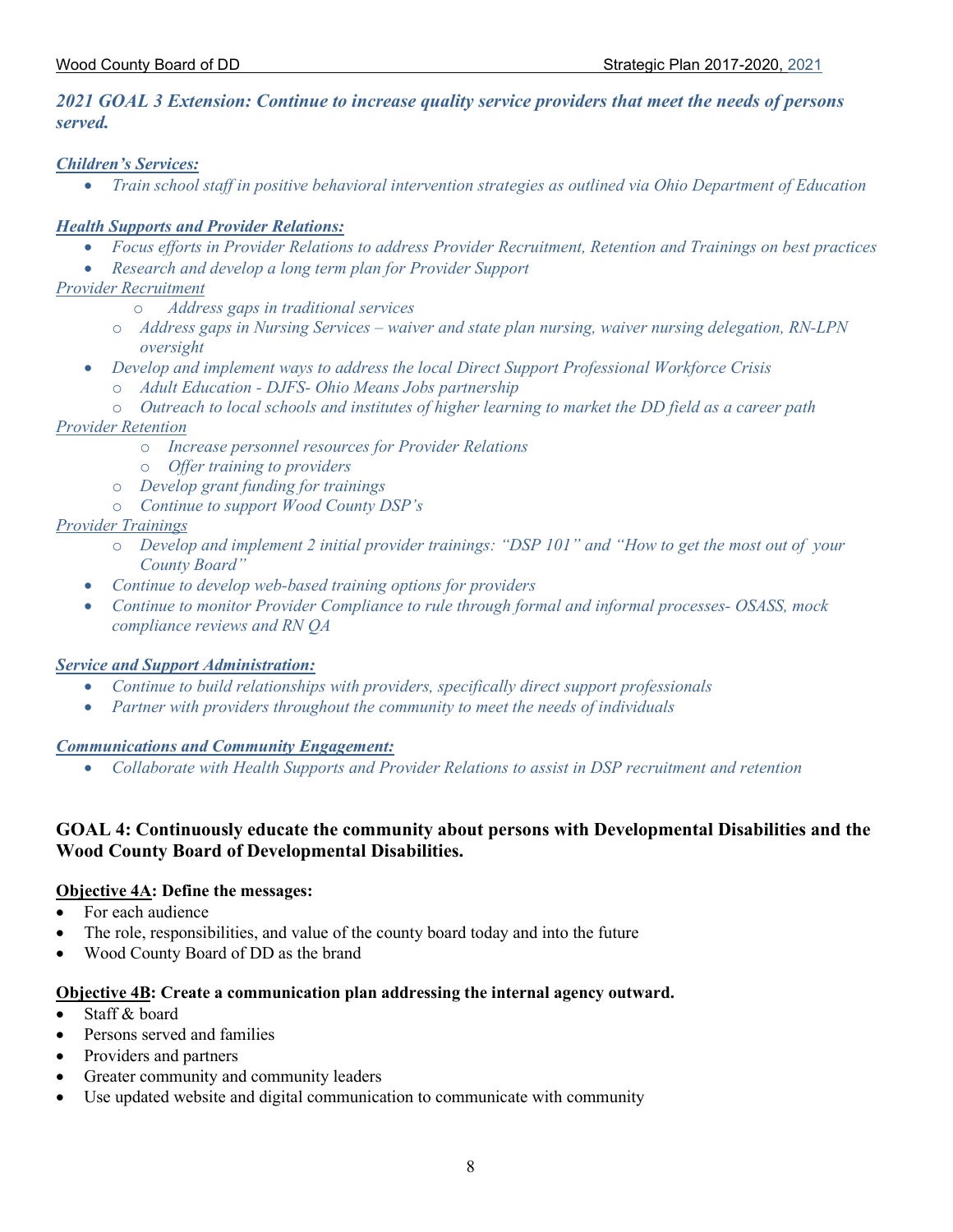***2021 GOAL 3 Extension: Continue to increase quality service providers that meet the needs of persons served.***

***<u>Children's Services:</u>***

- *Train school staff in positive behavioral intervention strategies as outlined via Ohio Department of Education*

***<u>Health Supports and Provider Relations:</u>***

- *Focus efforts in Provider Relations to address Provider Recruitment, Retention and Trainings on best practices*
- *Research and develop a long term plan for Provider Support*

*<u>Provider Recruitment</u>*

  - *Address gaps in traditional services*
  - *Address gaps in Nursing Services – waiver and state plan nursing, waiver nursing delegation, RN-LPN oversight*
- *Develop and implement ways to address the local Direct Support Professional Workforce Crisis*
  - *Adult Education - DJFS- Ohio Means Jobs partnership*
  - *Outreach to local schools and institutes of higher learning to market the DD field as a career path*

*<u>Provider Retention</u>*

  - *Increase personnel resources for Provider Relations*
  - *Offer training to providers*
  - *Develop grant funding for trainings*
  - *Continue to support Wood County DSP's*

*<u>Provider Trainings</u>*

  - *Develop and implement 2 initial provider trainings: "DSP 101" and "How to get the most out of your County Board"*
- *Continue to develop web-based training options for providers*
- *Continue to monitor Provider Compliance to rule through formal and informal processes- OSASS, mock compliance reviews and RN QA*

***<u>Service and Support Administration:</u>***

- *Continue to build relationships with providers, specifically direct support professionals*
- *Partner with providers throughout the community to meet the needs of individuals*

***<u>Communications and Community Engagement:</u>***

- *Collaborate with Health Supports and Provider Relations to assist in DSP recruitment and retention*

**GOAL 4: Continuously educate the community about persons with Developmental Disabilities and the Wood County Board of Developmental Disabilities.**

**<u>Objective 4A</u>: Define the messages:**

- For each audience
- The role, responsibilities, and value of the county board today and into the future
- Wood County Board of DD as the brand

**<u>Objective 4B</u>: Create a communication plan addressing the internal agency outward.**

- Staff & board
- Persons served and families
- Providers and partners
- Greater community and community leaders
- Use updated website and digital communication to communicate with community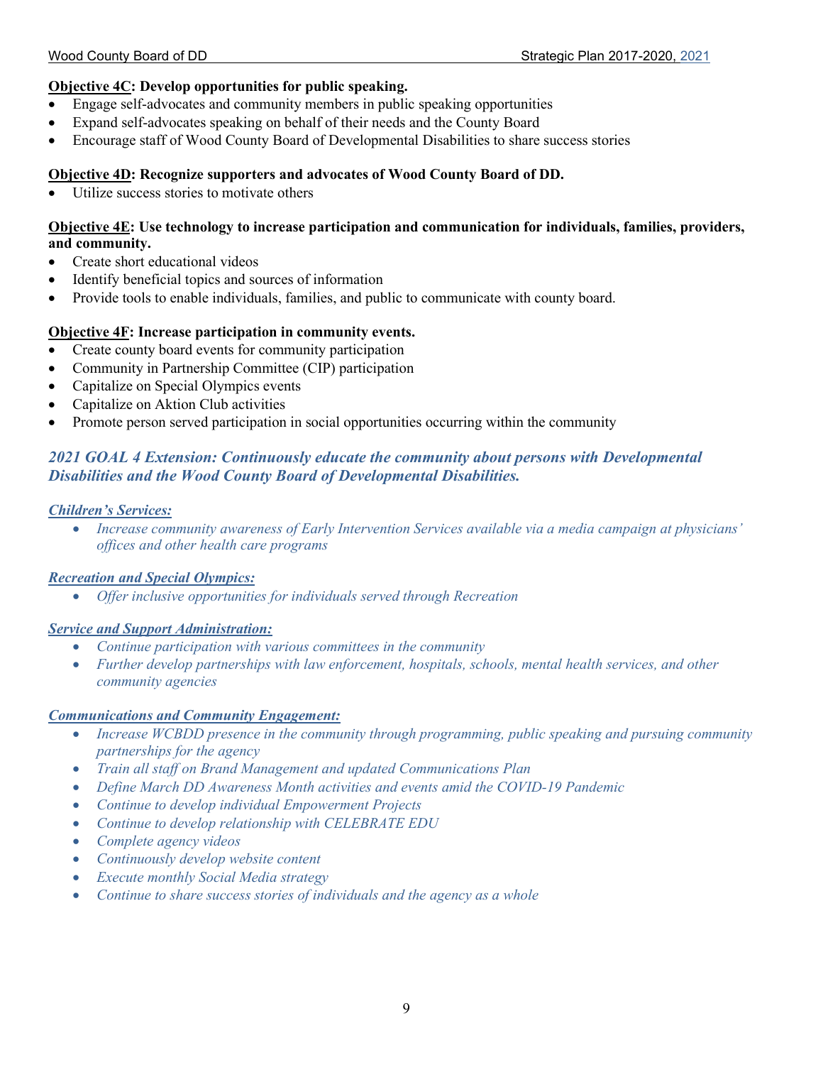**Objective 4C: Develop opportunities for public speaking.**

- Engage self-advocates and community members in public speaking opportunities
- Expand self-advocates speaking on behalf of their needs and the County Board
- Encourage staff of Wood County Board of Developmental Disabilities to share success stories

**Objective 4D: Recognize supporters and advocates of Wood County Board of DD.**

- Utilize success stories to motivate others

**Objective 4E: Use technology to increase participation and communication for individuals, families, providers, and community.**

- Create short educational videos
- Identify beneficial topics and sources of information
- Provide tools to enable individuals, families, and public to communicate with county board.

**Objective 4F: Increase participation in community events.**

- Create county board events for community participation
- Community in Partnership Committee (CIP) participation
- Capitalize on Special Olympics events
- Capitalize on Aktion Club activities
- Promote person served participation in social opportunities occurring within the community

### *2021 GOAL 4 Extension: Continuously educate the community about persons with Developmental Disabilities and the Wood County Board of Developmental Disabilities.*

***Children's Services:***

- *Increase community awareness of Early Intervention Services available via a media campaign at physicians' offices and other health care programs*

***Recreation and Special Olympics:***

- *Offer inclusive opportunities for individuals served through Recreation*

***Service and Support Administration:***

- *Continue participation with various committees in the community*
- *Further develop partnerships with law enforcement, hospitals, schools, mental health services, and other community agencies*

***Communications and Community Engagement:***

- *Increase WCBDD presence in the community through programming, public speaking and pursuing community partnerships for the agency*
- *Train all staff on Brand Management and updated Communications Plan*
- *Define March DD Awareness Month activities and events amid the COVID-19 Pandemic*
- *Continue to develop individual Empowerment Projects*
- *Continue to develop relationship with CELEBRATE EDU*
- *Complete agency videos*
- *Continuously develop website content*
- *Execute monthly Social Media strategy*
- *Continue to share success stories of individuals and the agency as a whole*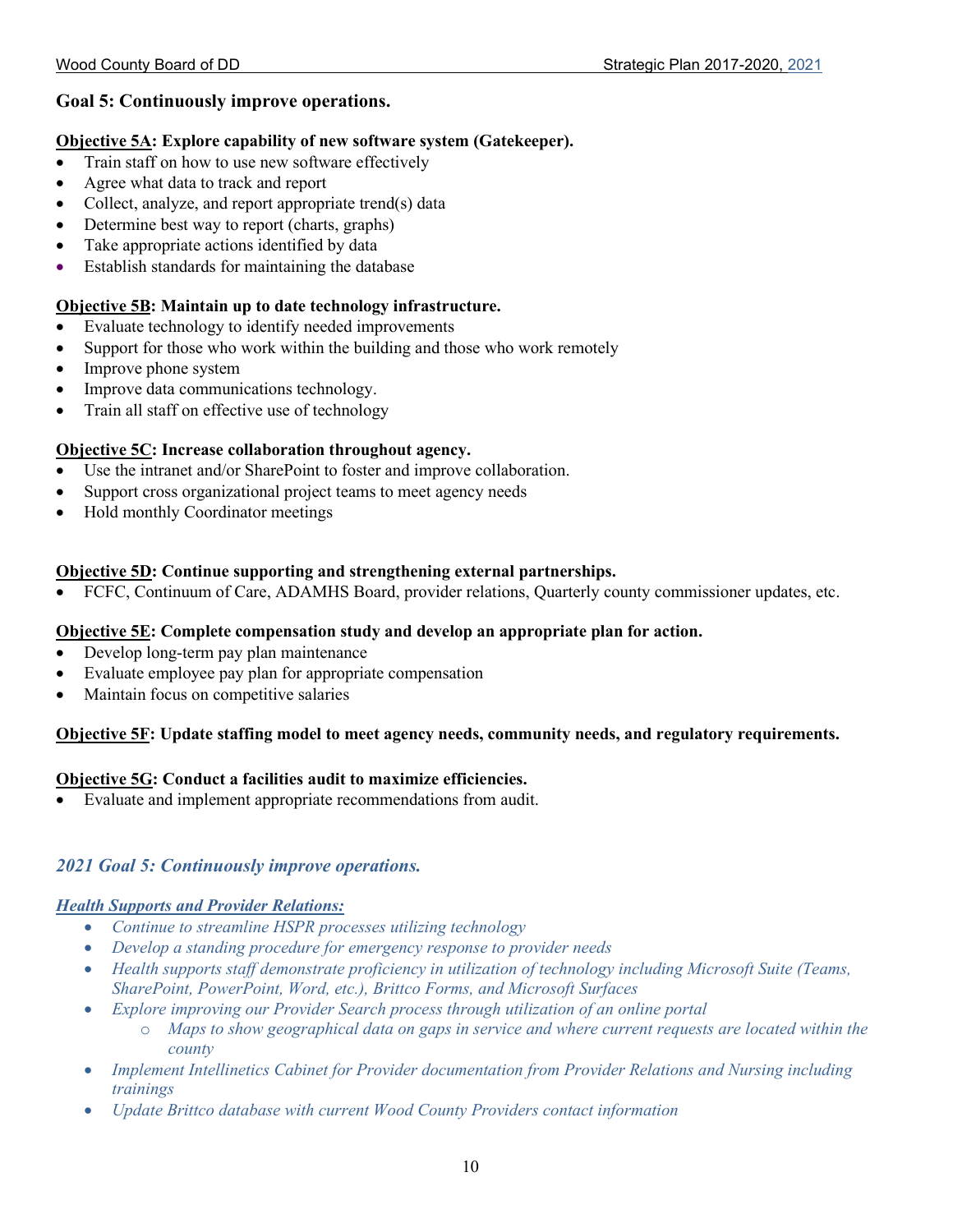## Goal 5: Continuously improve operations.

**Objective 5A: Explore capability of new software system (Gatekeeper).**

- Train staff on how to use new software effectively
- Agree what data to track and report
- Collect, analyze, and report appropriate trend(s) data
- Determine best way to report (charts, graphs)
- Take appropriate actions identified by data
- Establish standards for maintaining the database

**Objective 5B: Maintain up to date technology infrastructure.**

- Evaluate technology to identify needed improvements
- Support for those who work within the building and those who work remotely
- Improve phone system
- Improve data communications technology.
- Train all staff on effective use of technology

**Objective 5C: Increase collaboration throughout agency.**

- Use the intranet and/or SharePoint to foster and improve collaboration.
- Support cross organizational project teams to meet agency needs
- Hold monthly Coordinator meetings

**Objective 5D: Continue supporting and strengthening external partnerships.**

- FCFC, Continuum of Care, ADAMHS Board, provider relations, Quarterly county commissioner updates, etc.

**Objective 5E: Complete compensation study and develop an appropriate plan for action.**

- Develop long-term pay plan maintenance
- Evaluate employee pay plan for appropriate compensation
- Maintain focus on competitive salaries

**Objective 5F: Update staffing model to meet agency needs, community needs, and regulatory requirements.**

**Objective 5G: Conduct a facilities audit to maximize efficiencies.**

- Evaluate and implement appropriate recommendations from audit.

## *2021 Goal 5: Continuously improve operations.*

***Health Supports and Provider Relations:***

- *Continue to streamline HSPR processes utilizing technology*
- *Develop a standing procedure for emergency response to provider needs*
- *Health supports staff demonstrate proficiency in utilization of technology including Microsoft Suite (Teams, SharePoint, PowerPoint, Word, etc.), Brittco Forms, and Microsoft Surfaces*
- *Explore improving our Provider Search process through utilization of an online portal*
  - *Maps to show geographical data on gaps in service and where current requests are located within the county*
- *Implement Intellinetics Cabinet for Provider documentation from Provider Relations and Nursing including trainings*
- *Update Brittco database with current Wood County Providers contact information*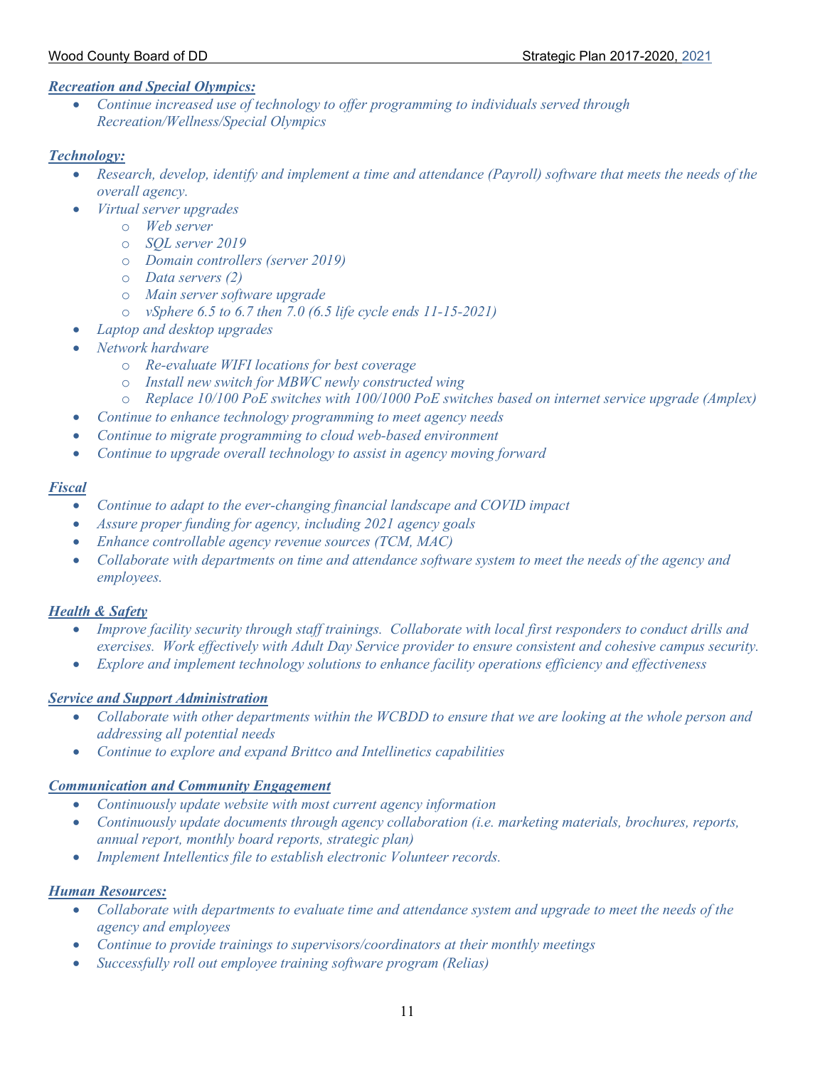***Recreation and Special Olympics:***

- *Continue increased use of technology to offer programming to individuals served through Recreation/Wellness/Special Olympics*

***Technology:***

- *Research, develop, identify and implement a time and attendance (Payroll) software that meets the needs of the overall agency.*
- *Virtual server upgrades*
  - *Web server*
  - *SQL server 2019*
  - *Domain controllers (server 2019)*
  - *Data servers (2)*
  - *Main server software upgrade*
  - *vSphere 6.5 to 6.7 then 7.0 (6.5 life cycle ends 11-15-2021)*
- *Laptop and desktop upgrades*
- *Network hardware*
  - *Re-evaluate WIFI locations for best coverage*
  - *Install new switch for MBWC newly constructed wing*
  - *Replace 10/100 PoE switches with 100/1000 PoE switches based on internet service upgrade (Amplex)*
- *Continue to enhance technology programming to meet agency needs*
- *Continue to migrate programming to cloud web-based environment*
- *Continue to upgrade overall technology to assist in agency moving forward*

***Fiscal***

- *Continue to adapt to the ever-changing financial landscape and COVID impact*
- *Assure proper funding for agency, including 2021 agency goals*
- *Enhance controllable agency revenue sources (TCM, MAC)*
- *Collaborate with departments on time and attendance software system to meet the needs of the agency and employees.*

***Health & Safety***

- *Improve facility security through staff trainings. Collaborate with local first responders to conduct drills and exercises. Work effectively with Adult Day Service provider to ensure consistent and cohesive campus security.*
- *Explore and implement technology solutions to enhance facility operations efficiency and effectiveness*

***Service and Support Administration***

- *Collaborate with other departments within the WCBDD to ensure that we are looking at the whole person and addressing all potential needs*
- *Continue to explore and expand Brittco and Intellinetics capabilities*

***Communication and Community Engagement***

- *Continuously update website with most current agency information*
- *Continuously update documents through agency collaboration (i.e. marketing materials, brochures, reports, annual report, monthly board reports, strategic plan)*
- *Implement Intellentics file to establish electronic Volunteer records.*

***Human Resources:***

- *Collaborate with departments to evaluate time and attendance system and upgrade to meet the needs of the agency and employees*
- *Continue to provide trainings to supervisors/coordinators at their monthly meetings*
- *Successfully roll out employee training software program (Relias)*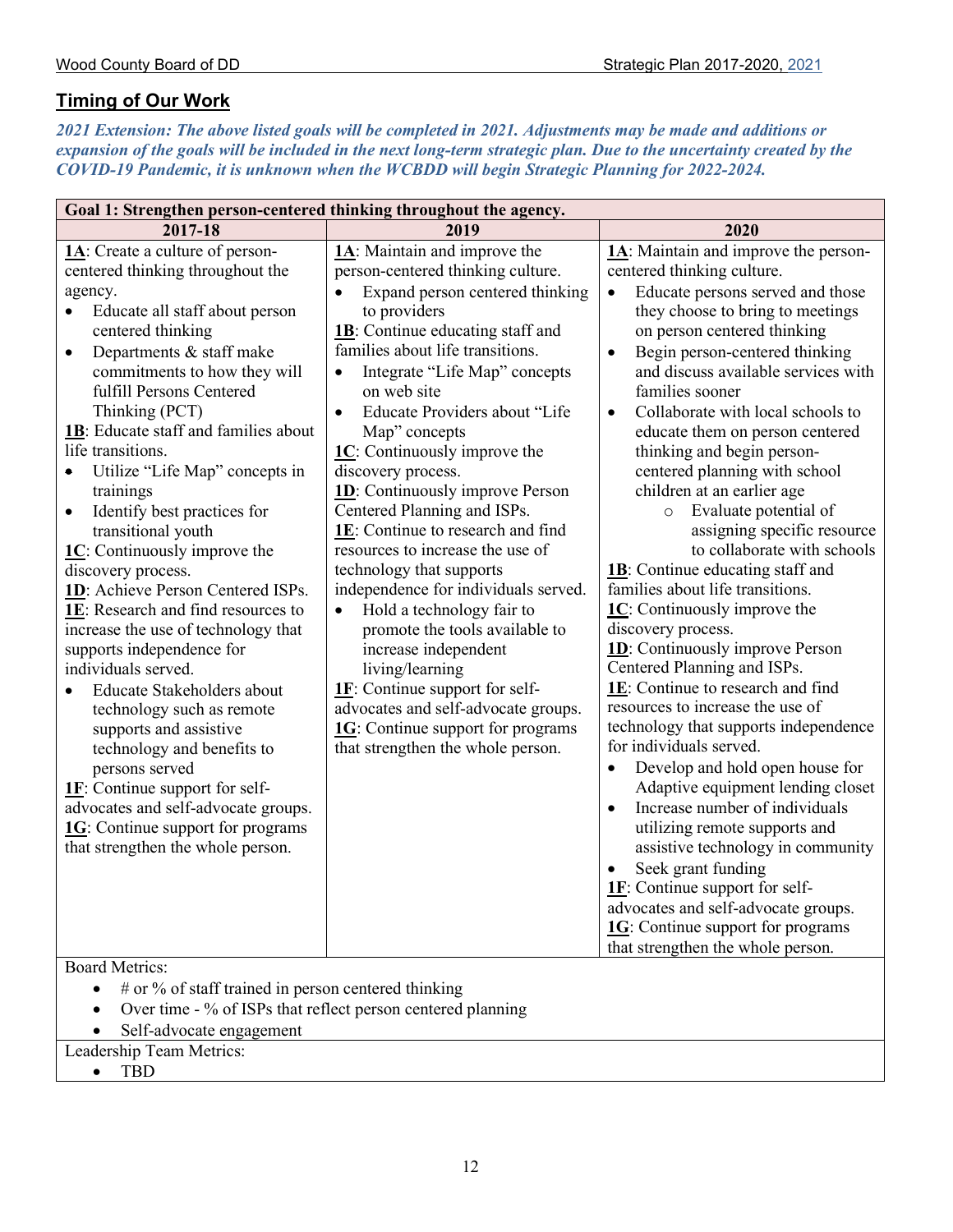## Timing of Our Work

***2021 Extension: The above listed goals will be completed in 2021. Adjustments may be made and additions or expansion of the goals will be included in the next long-term strategic plan. Due to the uncertainty created by the COVID-19 Pandemic, it is unknown when the WCBDD will begin Strategic Planning for 2022-2024.***

| **Goal 1: Strengthen person-centered thinking throughout the agency.** | | |
|---|---|---|
| **2017-18** | **2019** | **2020** |
| **1A**: Create a culture of person-centered thinking throughout the agency.<br>• Educate all staff about person centered thinking<br>• Departments & staff make commitments to how they will fulfill Persons Centered Thinking (PCT)<br>**1B**: Educate staff and families about life transitions.<br>• Utilize "Life Map" concepts in trainings<br>• Identify best practices for transitional youth<br>**1C**: Continuously improve the discovery process.<br>**1D**: Achieve Person Centered ISPs.<br>**1E**: Research and find resources to increase the use of technology that supports independence for individuals served.<br>• Educate Stakeholders about technology such as remote supports and assistive technology and benefits to persons served<br>**1F**: Continue support for self-advocates and self-advocate groups.<br>**1G**: Continue support for programs that strengthen the whole person. | **1A**: Maintain and improve the person-centered thinking culture.<br>• Expand person centered thinking to providers<br>**1B**: Continue educating staff and families about life transitions.<br>• Integrate "Life Map" concepts on web site<br>• Educate Providers about "Life Map" concepts<br>**1C**: Continuously improve the discovery process.<br>**1D**: Continuously improve Person Centered Planning and ISPs.<br>**1E**: Continue to research and find resources to increase the use of technology that supports independence for individuals served.<br>• Hold a technology fair to promote the tools available to increase independent living/learning<br>**1F**: Continue support for self-advocates and self-advocate groups.<br>**1G**: Continue support for programs that strengthen the whole person. | **1A**: Maintain and improve the person-centered thinking culture.<br>• Educate persons served and those they choose to bring to meetings on person centered thinking<br>• Begin person-centered thinking and discuss available services with families sooner<br>• Collaborate with local schools to educate them on person centered thinking and begin person-centered planning with school children at an earlier age<br>  ○ Evaluate potential of assigning specific resource to collaborate with schools<br>**1B**: Continue educating staff and families about life transitions.<br>**1C**: Continuously improve the discovery process.<br>**1D**: Continuously improve Person Centered Planning and ISPs.<br>**1E**: Continue to research and find resources to increase the use of technology that supports independence for individuals served.<br>• Develop and hold open house for Adaptive equipment lending closet<br>• Increase number of individuals utilizing remote supports and assistive technology in community<br>• Seek grant funding<br>**1F**: Continue support for self-advocates and self-advocate groups.<br>**1G**: Continue support for programs that strengthen the whole person. |
| Board Metrics:<br>• # or % of staff trained in person centered thinking<br>• Over time - % of ISPs that reflect person centered planning<br>• Self-advocate engagement | | |
| Leadership Team Metrics:<br>• TBD | | |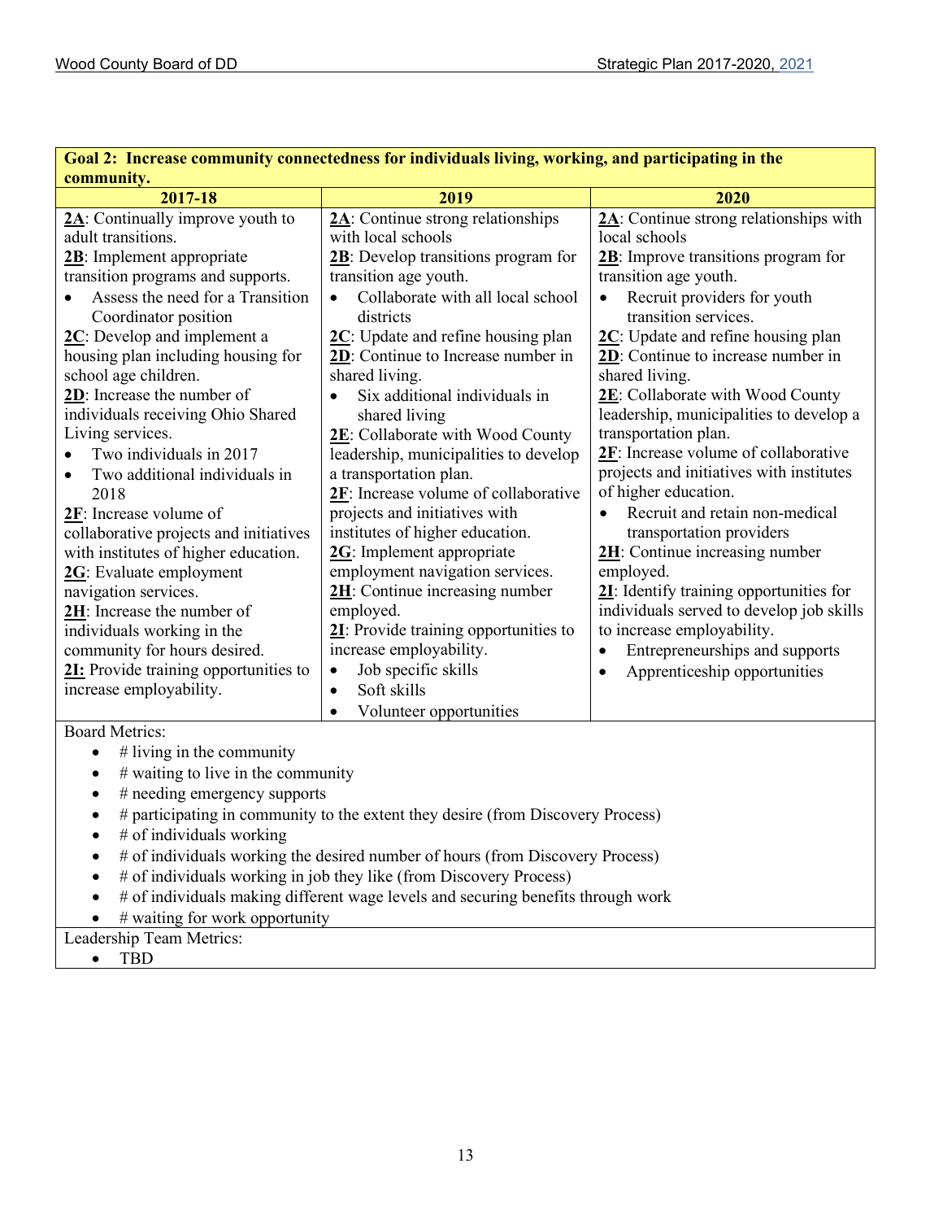**Goal 2: Increase community connectedness for individuals living, working, and participating in the community.**

| 2017-18 | 2019 | 2020 |
|---|---|---|
| **2A**: Continually improve youth to adult transitions.<br>**2B**: Implement appropriate transition programs and supports.<br>• Assess the need for a Transition Coordinator position<br>**2C**: Develop and implement a housing plan including housing for school age children.<br>**2D**: Increase the number of individuals receiving Ohio Shared Living services.<br>• Two individuals in 2017<br>• Two additional individuals in 2018<br>**2F**: Increase volume of collaborative projects and initiatives with institutes of higher education.<br>**2G**: Evaluate employment navigation services.<br>**2H**: Increase the number of individuals working in the community for hours desired.<br>**2I:** Provide training opportunities to increase employability. | **2A**: Continue strong relationships with local schools<br>**2B**: Develop transitions program for transition age youth.<br>• Collaborate with all local school districts<br>**2C**: Update and refine housing plan<br>**2D**: Continue to Increase number in shared living.<br>• Six additional individuals in shared living<br>**2E**: Collaborate with Wood County leadership, municipalities to develop a transportation plan.<br>**2F**: Increase volume of collaborative projects and initiatives with institutes of higher education.<br>**2G**: Implement appropriate employment navigation services.<br>**2H**: Continue increasing number employed.<br>**2I**: Provide training opportunities to increase employability.<br>• Job specific skills<br>• Soft skills<br>• Volunteer opportunities | **2A**: Continue strong relationships with local schools<br>**2B**: Improve transitions program for transition age youth.<br>• Recruit providers for youth transition services.<br>**2C**: Update and refine housing plan<br>**2D**: Continue to increase number in shared living.<br>**2E**: Collaborate with Wood County leadership, municipalities to develop a transportation plan.<br>**2F**: Increase volume of collaborative projects and initiatives with institutes of higher education.<br>• Recruit and retain non-medical transportation providers<br>**2H**: Continue increasing number employed.<br>**2I**: Identify training opportunities for individuals served to develop job skills to increase employability.<br>• Entrepreneurships and supports<br>• Apprenticeship opportunities |

Board Metrics:

- # living in the community
- # waiting to live in the community
- # needing emergency supports
- # participating in community to the extent they desire (from Discovery Process)
- # of individuals working
- # of individuals working the desired number of hours (from Discovery Process)
- # of individuals working in job they like (from Discovery Process)
- # of individuals making different wage levels and securing benefits through work
- # waiting for work opportunity

Leadership Team Metrics:

- TBD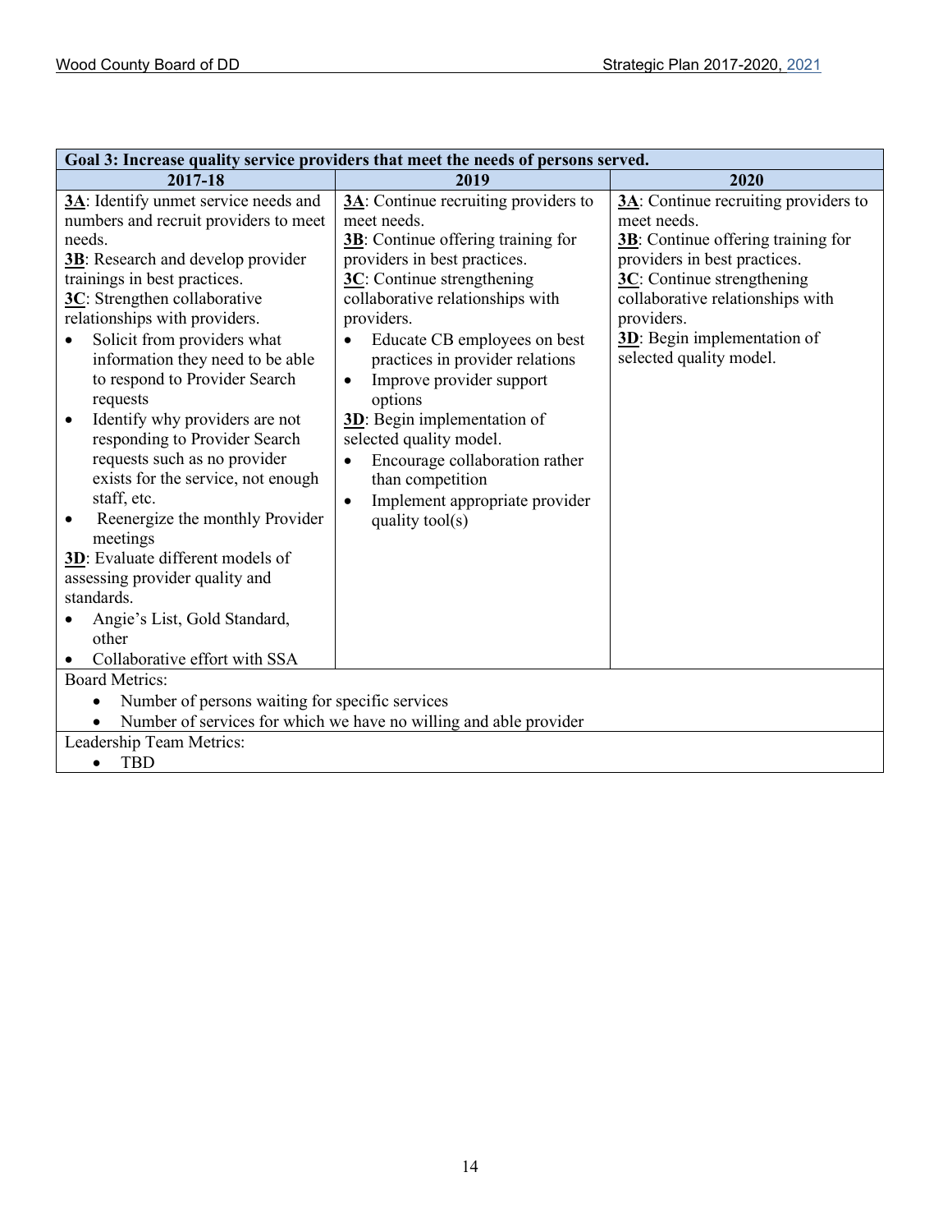| Goal 3: Increase quality service providers that meet the needs of persons served. | | |
|---|---|---|
| **2017-18** | **2019** | **2020** |
| **3A**: Identify unmet service needs and numbers and recruit providers to meet needs.<br>**3B**: Research and develop provider trainings in best practices.<br>**3C**: Strengthen collaborative relationships with providers.<br>• Solicit from providers what information they need to be able to respond to Provider Search requests<br>• Identify why providers are not responding to Provider Search requests such as no provider exists for the service, not enough staff, etc.<br>• Reenergize the monthly Provider meetings<br>**3D**: Evaluate different models of assessing provider quality and standards.<br>• Angie's List, Gold Standard, other<br>• Collaborative effort with SSA | **3A**: Continue recruiting providers to meet needs.<br>**3B**: Continue offering training for providers in best practices.<br>**3C**: Continue strengthening collaborative relationships with providers.<br>• Educate CB employees on best practices in provider relations<br>• Improve provider support options<br>**3D**: Begin implementation of selected quality model.<br>• Encourage collaboration rather than competition<br>• Implement appropriate provider quality tool(s) | **3A**: Continue recruiting providers to meet needs.<br>**3B**: Continue offering training for providers in best practices.<br>**3C**: Continue strengthening collaborative relationships with providers.<br>**3D**: Begin implementation of selected quality model. |
| Board Metrics:<br>• Number of persons waiting for specific services<br>• Number of services for which we have no willing and able provider | | |
| Leadership Team Metrics:<br>• TBD | | |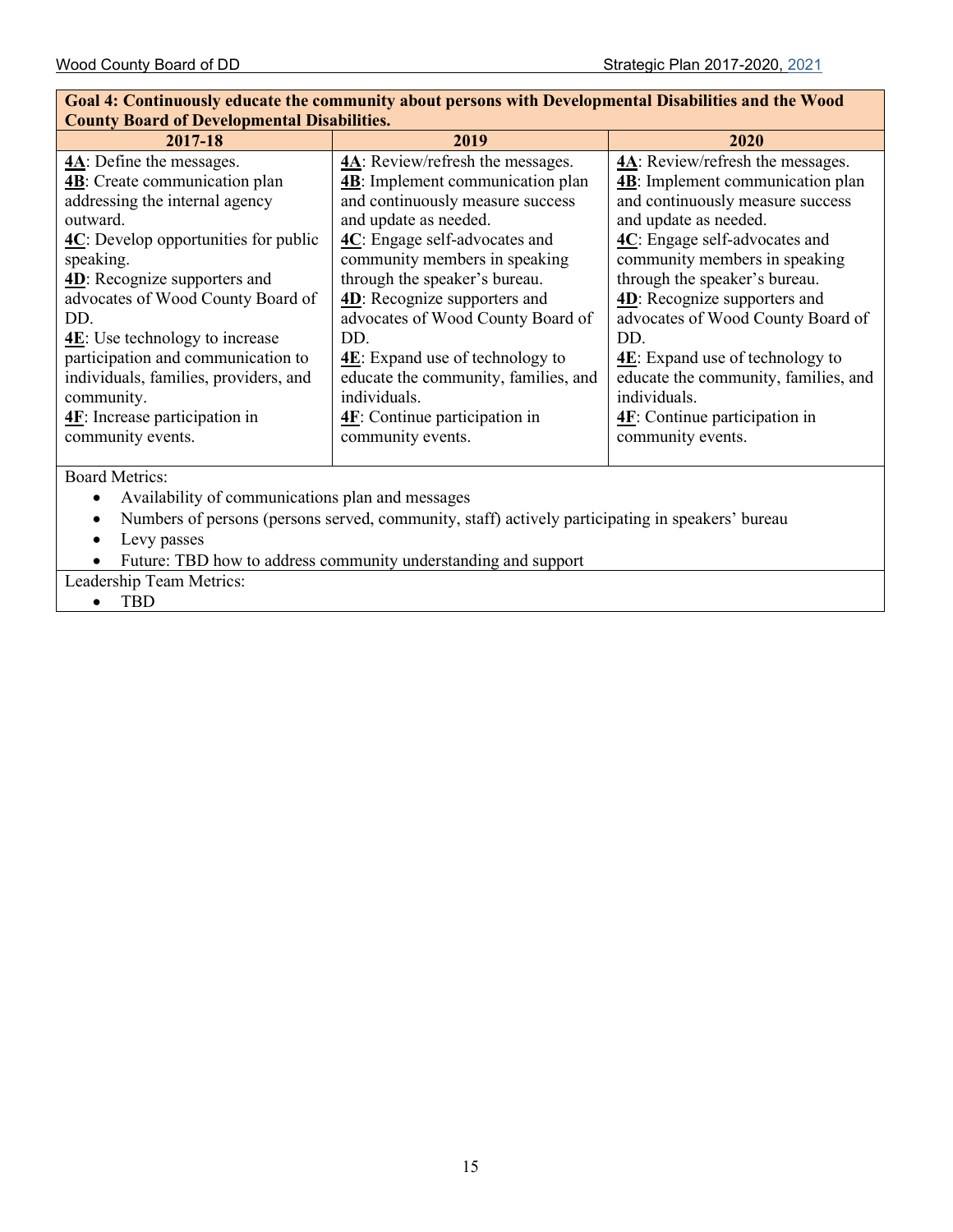| Goal 4: Continuously educate the community about persons with Developmental Disabilities and the Wood County Board of Developmental Disabilities. | | |
|---|---|---|
| **2017-18** | **2019** | **2020** |
| **4A**: Define the messages.<br>**4B**: Create communication plan addressing the internal agency outward.<br>**4C**: Develop opportunities for public speaking.<br>**4D**: Recognize supporters and advocates of Wood County Board of DD.<br>**4E**: Use technology to increase participation and communication to individuals, families, providers, and community.<br>**4F**: Increase participation in community events. | **4A**: Review/refresh the messages.<br>**4B**: Implement communication plan and continuously measure success and update as needed.<br>**4C**: Engage self-advocates and community members in speaking through the speaker's bureau.<br>**4D**: Recognize supporters and advocates of Wood County Board of DD.<br>**4E**: Expand use of technology to educate the community, families, and individuals.<br>**4F**: Continue participation in community events. | **4A**: Review/refresh the messages.<br>**4B**: Implement communication plan and continuously measure success and update as needed.<br>**4C**: Engage self-advocates and community members in speaking through the speaker's bureau.<br>**4D**: Recognize supporters and advocates of Wood County Board of DD.<br>**4E**: Expand use of technology to educate the community, families, and individuals.<br>**4F**: Continue participation in community events. |

Board Metrics:

- Availability of communications plan and messages
- Numbers of persons (persons served, community, staff) actively participating in speakers' bureau
- Levy passes
- Future: TBD how to address community understanding and support

Leadership Team Metrics:

- TBD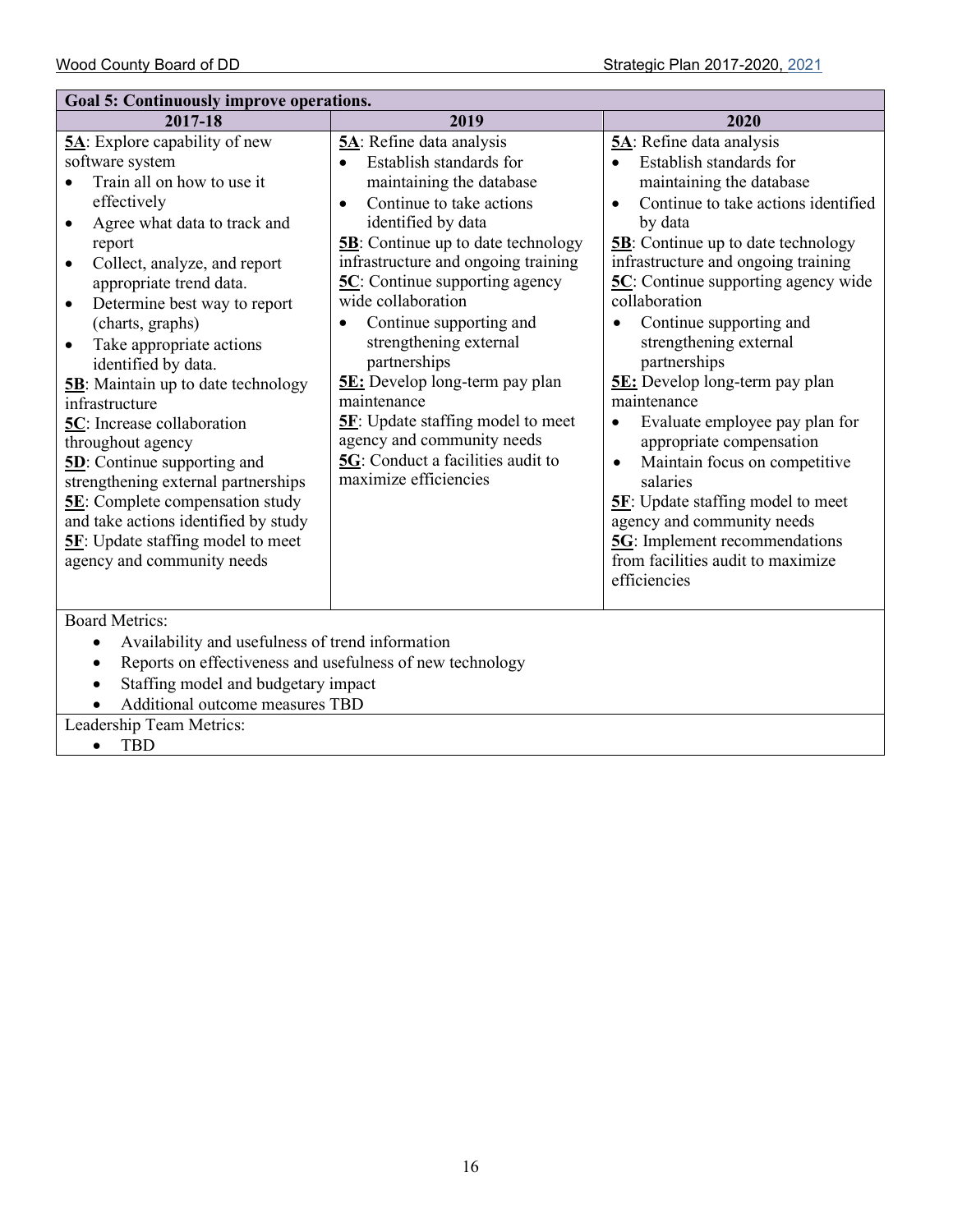| Goal 5: Continuously improve operations. | | |
|---|---|---|
| **2017-18** | **2019** | **2020** |
| **5A**: Explore capability of new software system<br>• Train all on how to use it effectively<br>• Agree what data to track and report<br>• Collect, analyze, and report appropriate trend data.<br>• Determine best way to report (charts, graphs)<br>• Take appropriate actions identified by data.<br>**5B**: Maintain up to date technology infrastructure<br>**5C**: Increase collaboration throughout agency<br>**5D**: Continue supporting and strengthening external partnerships<br>**5E**: Complete compensation study and take actions identified by study<br>**5F**: Update staffing model to meet agency and community needs | **5A**: Refine data analysis<br>• Establish standards for maintaining the database<br>• Continue to take actions identified by data<br>**5B**: Continue up to date technology infrastructure and ongoing training<br>**5C**: Continue supporting agency wide collaboration<br>• Continue supporting and strengthening external partnerships<br>**5E:** Develop long-term pay plan maintenance<br>**5F**: Update staffing model to meet agency and community needs<br>**5G**: Conduct a facilities audit to maximize efficiencies | **5A**: Refine data analysis<br>• Establish standards for maintaining the database<br>• Continue to take actions identified by data<br>**5B**: Continue up to date technology infrastructure and ongoing training<br>**5C**: Continue supporting agency wide collaboration<br>• Continue supporting and strengthening external partnerships<br>**5E:** Develop long-term pay plan maintenance<br>• Evaluate employee pay plan for appropriate compensation<br>• Maintain focus on competitive salaries<br>**5F**: Update staffing model to meet agency and community needs<br>**5G**: Implement recommendations from facilities audit to maximize efficiencies |
| Board Metrics:<br>• Availability and usefulness of trend information<br>• Reports on effectiveness and usefulness of new technology<br>• Staffing model and budgetary impact<br>• Additional outcome measures TBD | | |
| Leadership Team Metrics:<br>• TBD | | |